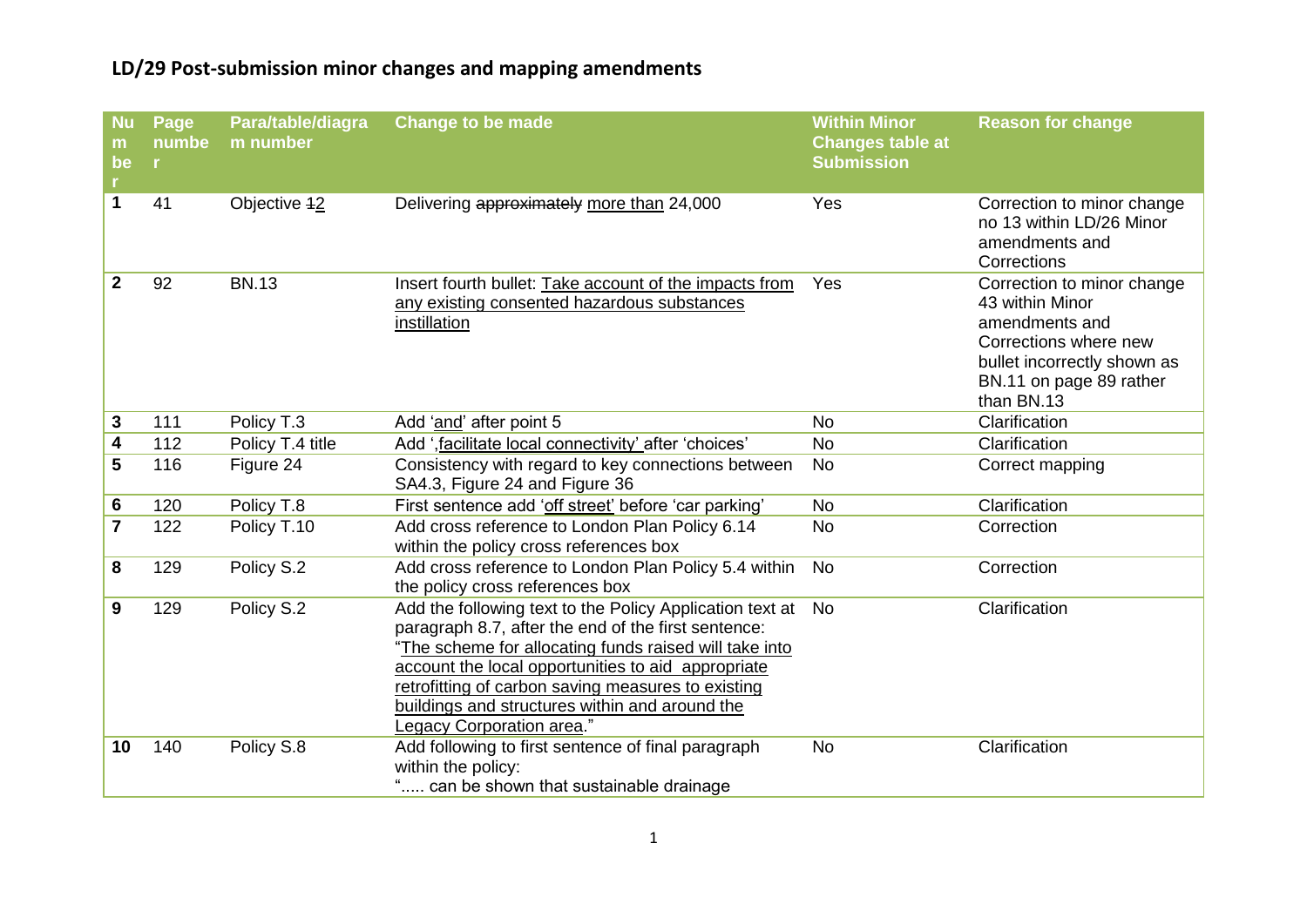## LD/29 Post-submission minor changes and mapping amendments

| Number | Page number | Para/table/diagram number | Change to be made | Within Minor Changes table at Submission | Reason for change |
|---|---|---|---|---|---|
| 1 | 41 | Objective ~~1~~2 | Delivering ~~approximately~~ more than 24,000 | Yes | Correction to minor change no 13 within LD/26 Minor amendments and Corrections |
| 2 | 92 | BN.13 | Insert fourth bullet: Take account of the impacts from any existing consented hazardous substances instillation | Yes | Correction to minor change 43 within Minor amendments and Corrections where new bullet incorrectly shown as BN.11 on page 89 rather than BN.13 |
| 3 | 111 | Policy T.3 | Add 'and' after point 5 | No | Clarification |
| 4 | 112 | Policy T.4 title | Add ',facilitate local connectivity' after 'choices' | No | Clarification |
| 5 | 116 | Figure 24 | Consistency with regard to key connections between SA4.3, Figure 24 and Figure 36 | No | Correct mapping |
| 6 | 120 | Policy T.8 | First sentence add 'off street' before 'car parking' | No | Clarification |
| 7 | 122 | Policy T.10 | Add cross reference to London Plan Policy 6.14 within the policy cross references box | No | Correction |
| 8 | 129 | Policy S.2 | Add cross reference to London Plan Policy 5.4 within the policy cross references box | No | Correction |
| 9 | 129 | Policy S.2 | Add the following text to the Policy Application text at paragraph 8.7, after the end of the first sentence: "The scheme for allocating funds raised will take into account the local opportunities to aid appropriate retrofitting of carbon saving measures to existing buildings and structures within and around the Legacy Corporation area." | No | Clarification |
| 10 | 140 | Policy S.8 | Add following to first sentence of final paragraph within the policy: "..... can be shown that sustainable drainage | No | Clarification |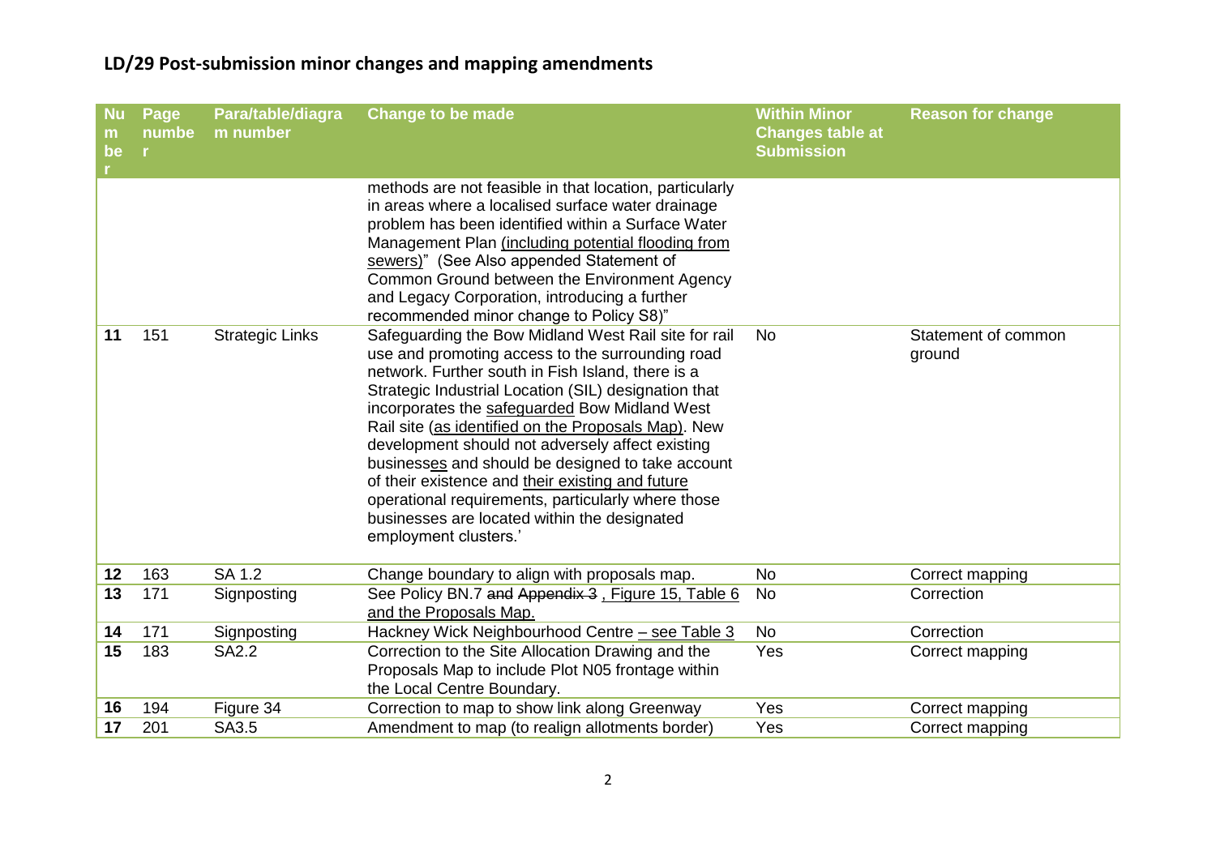## LD/29 Post-submission minor changes and mapping amendments

| Number | Page number | Para/table/diagram number | Change to be made | Within Minor Changes table at Submission | Reason for change |
|---|---|---|---|---|---|
| | | | methods are not feasible in that location, particularly in areas where a localised surface water drainage problem has been identified within a Surface Water Management Plan <u>(including potential flooding from sewers)</u>" (See Also appended Statement of Common Ground between the Environment Agency and Legacy Corporation, introducing a further recommended minor change to Policy S8)" | | |
| **11** | 151 | Strategic Links | Safeguarding the Bow Midland West Rail site for rail use and promoting access to the surrounding road network. Further south in Fish Island, there is a Strategic Industrial Location (SIL) designation that incorporates the <u>safeguarded</u> Bow Midland West Rail site <u>(as identified on the Proposals Map)</u>. New development should not adversely affect existing business<u>es</u> and should be designed to take account of their existence and <u>their existing and future</u> operational requirements, particularly where those businesses are located within the designated employment clusters.' | No | Statement of common ground |
| **12** | 163 | SA 1.2 | Change boundary to align with proposals map. | No | Correct mapping |
| **13** | 171 | Signposting | See Policy BN.7 ~~and Appendix 3~~ <u>, Figure 15, Table 6 and the Proposals Map.</u> | No | Correction |
| **14** | 171 | Signposting | Hackney Wick Neighbourhood Centre <u>– see Table 3</u> | No | Correction |
| **15** | 183 | SA2.2 | Correction to the Site Allocation Drawing and the Proposals Map to include Plot N05 frontage within the Local Centre Boundary. | Yes | Correct mapping |
| **16** | 194 | Figure 34 | Correction to map to show link along Greenway | Yes | Correct mapping |
| **17** | 201 | SA3.5 | Amendment to map (to realign allotments border) | Yes | Correct mapping |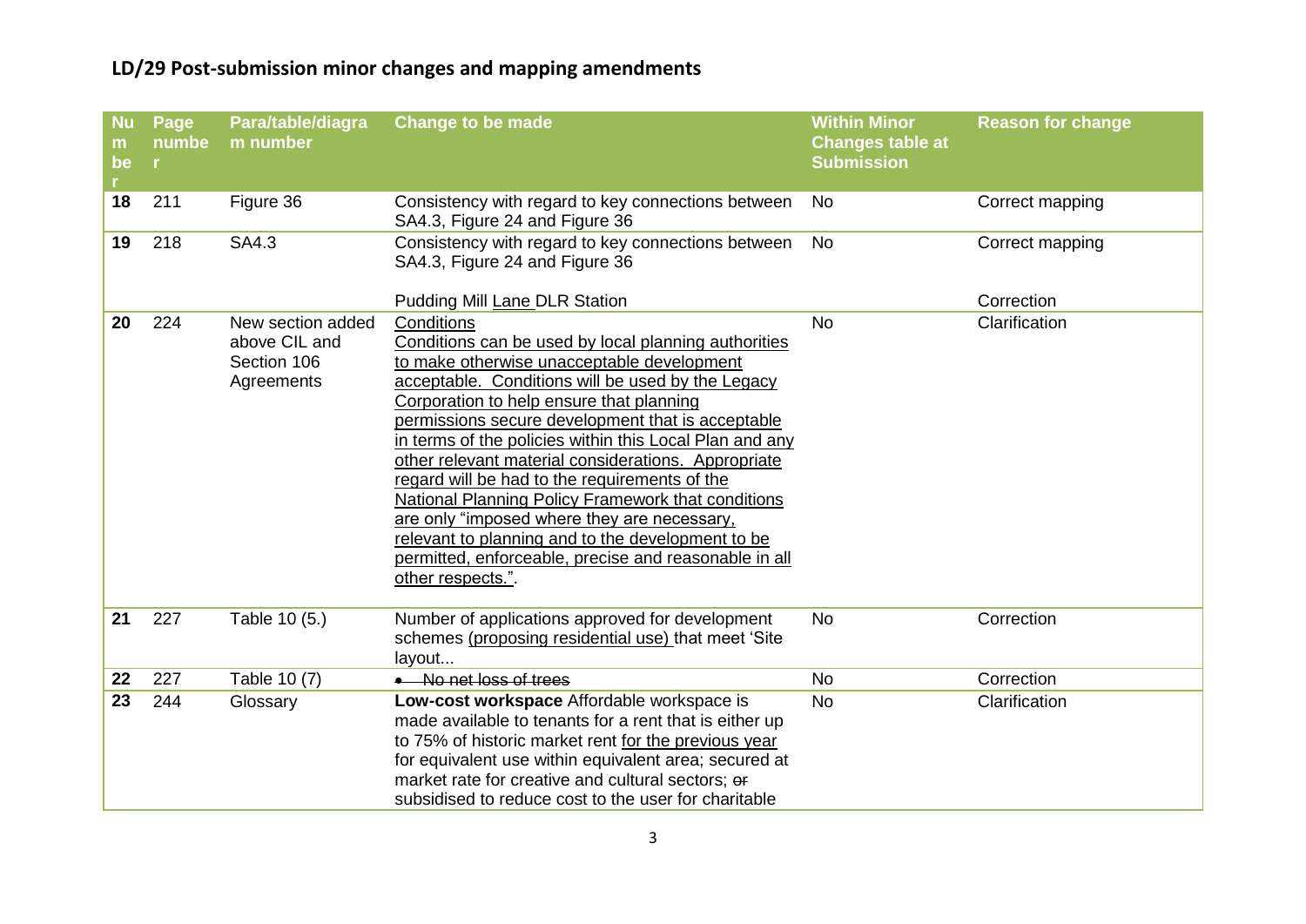## LD/29 Post-submission minor changes and mapping amendments

| Number | Page number | Para/table/diagram number | Change to be made | Within Minor Changes table at Submission | Reason for change |
|---|---|---|---|---|---|
| 18 | 211 | Figure 36 | Consistency with regard to key connections between SA4.3, Figure 24 and Figure 36 | No | Correct mapping |
| 19 | 218 | SA4.3 | Consistency with regard to key connections between SA4.3, Figure 24 and Figure 36<br><br>Pudding Mill <u>Lane</u> DLR Station | No | Correct mapping<br><br>Correction |
| 20 | 224 | New section added above CIL and Section 106 Agreements | <u>Conditions</u><br><u>Conditions can be used by local planning authorities to make otherwise unacceptable development acceptable. Conditions will be used by the Legacy Corporation to help ensure that planning permissions secure development that is acceptable in terms of the policies within this Local Plan and any other relevant material considerations. Appropriate regard will be had to the requirements of the National Planning Policy Framework that conditions are only "imposed where they are necessary, relevant to planning and to the development to be permitted, enforceable, precise and reasonable in all other respects."</u>. | No | Clarification |
| 21 | 227 | Table 10 (5.) | Number of applications approved for development schemes <u>(proposing residential use)</u> that meet 'Site layout... | No | Correction |
| 22 | 227 | Table 10 (7) | ~~• No net loss of trees~~ | No | Correction |
| 23 | 244 | Glossary | **Low-cost workspace** Affordable workspace is made available to tenants for a rent that is either up to 75% of historic market rent <u>for the previous year</u> for equivalent use within equivalent area; secured at market rate for creative and cultural sectors; ~~or~~ subsidised to reduce cost to the user for charitable | No | Clarification |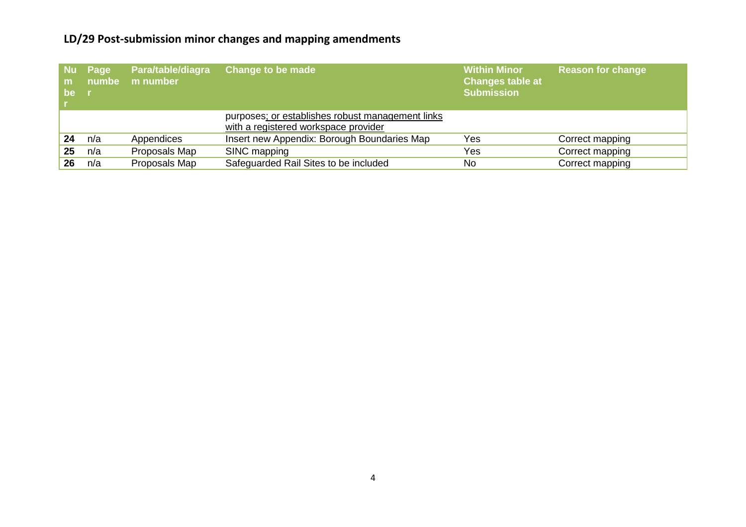## LD/29 Post-submission minor changes and mapping amendments

| Number | Page number | Para/table/diagram number | Change to be made | Within Minor Changes table at Submission | Reason for change |
|---|---|---|---|---|---|
| | | | purposes; or establishes robust management links with a registered workspace provider | | |
| 24 | n/a | Appendices | Insert new Appendix: Borough Boundaries Map | Yes | Correct mapping |
| 25 | n/a | Proposals Map | SINC mapping | Yes | Correct mapping |
| 26 | n/a | Proposals Map | Safeguarded Rail Sites to be included | No | Correct mapping |